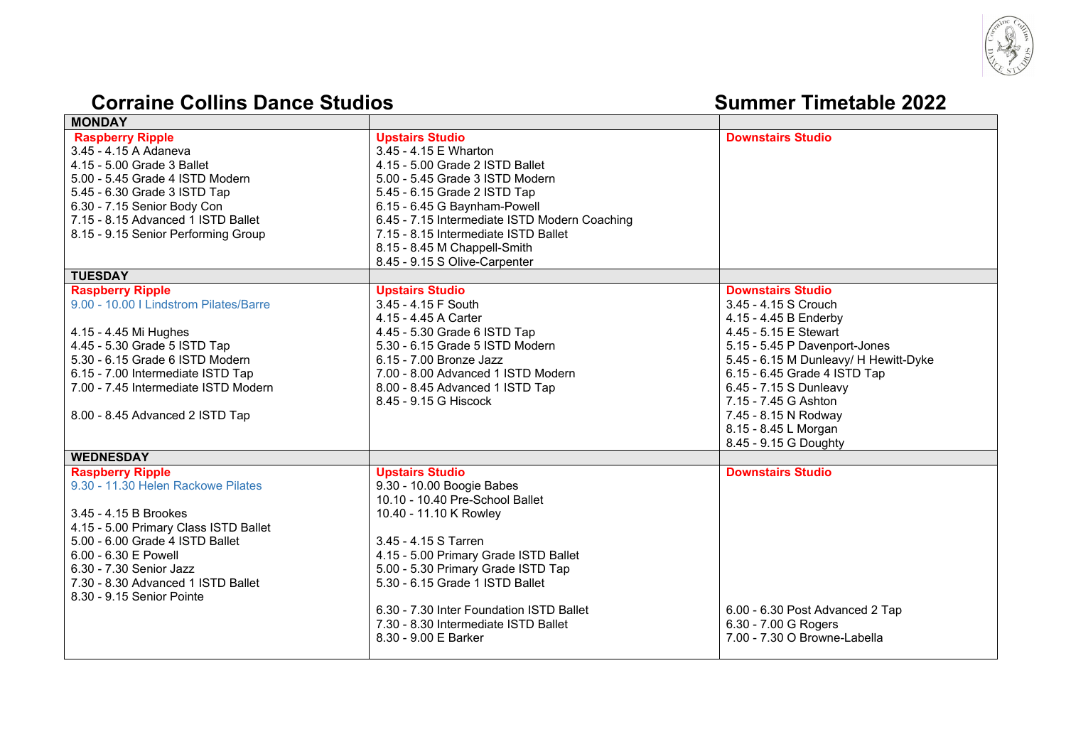# Corraine Collins Dance Studios

## Summer Timetable 2022

| MONDAY | | |
|---|---|---|
| **Raspberry Ripple**<br>3.45 - 4.15 A Adaneva<br>4.15 - 5.00 Grade 3 Ballet<br>5.00 - 5.45 Grade 4 ISTD Modern<br>5.45 - 6.30 Grade 3 ISTD Tap<br>6.30 - 7.15 Senior Body Con<br>7.15 - 8.15 Advanced 1 ISTD Ballet<br>8.15 - 9.15 Senior Performing Group | **Upstairs Studio**<br>3.45 - 4.15 E Wharton<br>4.15 - 5.00 Grade 2 ISTD Ballet<br>5.00 - 5.45 Grade 3 ISTD Modern<br>5.45 - 6.15 Grade 2 ISTD Tap<br>6.15 - 6.45 G Baynham-Powell<br>6.45 - 7.15 Intermediate ISTD Modern Coaching<br>7.15 - 8.15 Intermediate ISTD Ballet<br>8.15 - 8.45 M Chappell-Smith<br>8.45 - 9.15 S Olive-Carpenter | **Downstairs Studio** |
| **TUESDAY** | | |
| **Raspberry Ripple**<br>9.00 - 10.00 I Lindstrom Pilates/Barre<br><br>4.15 - 4.45 Mi Hughes<br>4.45 - 5.30 Grade 5 ISTD Tap<br>5.30 - 6.15 Grade 6 ISTD Modern<br>6.15 - 7.00 Intermediate ISTD Tap<br>7.00 - 7.45 Intermediate ISTD Modern<br><br>8.00 - 8.45 Advanced 2 ISTD Tap | **Upstairs Studio**<br>3.45 - 4.15 F South<br>4.15 - 4.45 A Carter<br>4.45 - 5.30 Grade 6 ISTD Tap<br>5.30 - 6.15 Grade 5 ISTD Modern<br>6.15 - 7.00 Bronze Jazz<br>7.00 - 8.00 Advanced 1 ISTD Modern<br>8.00 - 8.45 Advanced 1 ISTD Tap<br>8.45 - 9.15 G Hiscock | **Downstairs Studio**<br>3.45 - 4.15 S Crouch<br>4.15 - 4.45 B Enderby<br>4.45 - 5.15 E Stewart<br>5.15 - 5.45 P Davenport-Jones<br>5.45 - 6.15 M Dunleavy/ H Hewitt-Dyke<br>6.15 - 6.45 Grade 4 ISTD Tap<br>6.45 - 7.15 S Dunleavy<br>7.15 - 7.45 G Ashton<br>7.45 - 8.15 N Rodway<br>8.15 - 8.45 L Morgan<br>8.45 - 9.15 G Doughty |
| **WEDNESDAY** | | |
| **Raspberry Ripple**<br>9.30 - 11.30 Helen Rackowe Pilates<br><br>3.45 - 4.15 B Brookes<br>4.15 - 5.00 Primary Class ISTD Ballet<br>5.00 - 6.00 Grade 4 ISTD Ballet<br>6.00 - 6.30 E Powell<br>6.30 - 7.30 Senior Jazz<br>7.30 - 8.30 Advanced 1 ISTD Ballet<br>8.30 - 9.15 Senior Pointe | **Upstairs Studio**<br>9.30 - 10.00 Boogie Babes<br>10.10 - 10.40 Pre-School Ballet<br>10.40 - 11.10 K Rowley<br><br>3.45 - 4.15 S Tarren<br>4.15 - 5.00 Primary Grade ISTD Ballet<br>5.00 - 5.30 Primary Grade ISTD Tap<br>5.30 - 6.15 Grade 1 ISTD Ballet<br><br>6.30 - 7.30 Inter Foundation ISTD Ballet<br>7.30 - 8.30 Intermediate ISTD Ballet<br>8.30 - 9.00 E Barker | **Downstairs Studio**<br><br>6.00 - 6.30 Post Advanced 2 Tap<br>6.30 - 7.00 G Rogers<br>7.00 - 7.30 O Browne-Labella |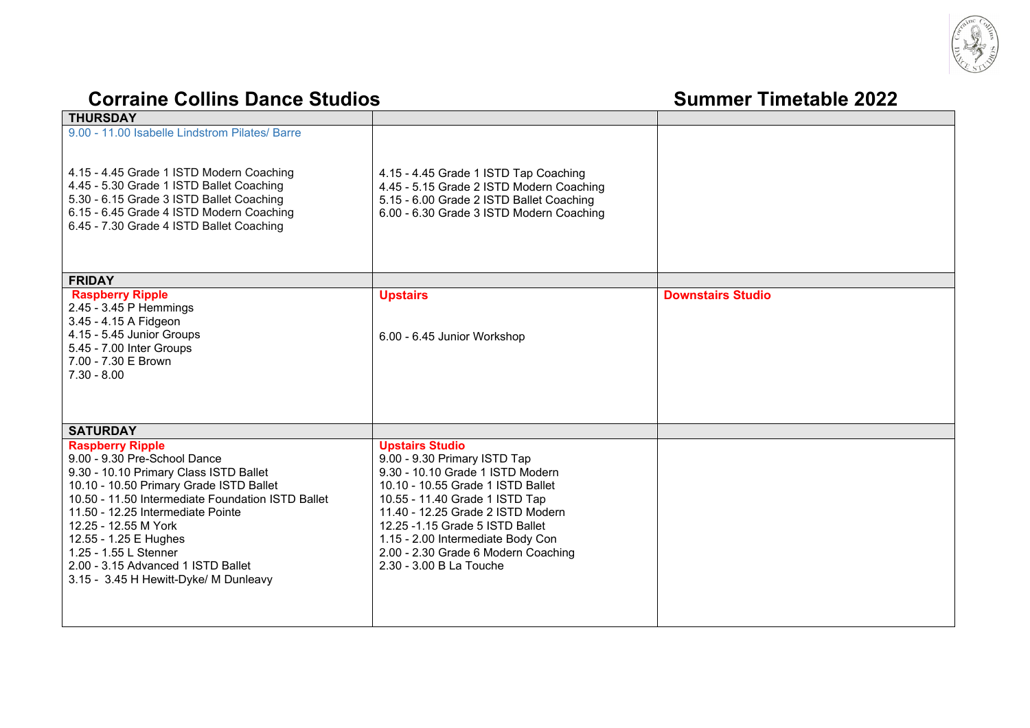# Corraine Collins Dance Studios

# Summer Timetable 2022

| THURSDAY | | |
|---|---|---|
| 9.00 - 11.00 Isabelle Lindstrom Pilates/ Barre<br><br>4.15 - 4.45 Grade 1 ISTD Modern Coaching<br>4.45 - 5.30 Grade 1 ISTD Ballet Coaching<br>5.30 - 6.15 Grade 3 ISTD Ballet Coaching<br>6.15 - 6.45 Grade 4 ISTD Modern Coaching<br>6.45 - 7.30 Grade 4 ISTD Ballet Coaching | 4.15 - 4.45 Grade 1 ISTD Tap Coaching<br>4.45 - 5.15 Grade 2 ISTD Modern Coaching<br>5.15 - 6.00 Grade 2 ISTD Ballet Coaching<br>6.00 - 6.30 Grade 3 ISTD Modern Coaching | |
| **FRIDAY** | | |
| **Raspberry Ripple**<br>2.45 - 3.45 P Hemmings<br>3.45 - 4.15 A Fidgeon<br>4.15 - 5.45 Junior Groups<br>5.45 - 7.00 Inter Groups<br>7.00 - 7.30 E Brown<br>7.30 - 8.00 | **Upstairs**<br><br>6.00 - 6.45 Junior Workshop | **Downstairs Studio** |
| **SATURDAY** | | |
| **Raspberry Ripple**<br>9.00 - 9.30 Pre-School Dance<br>9.30 - 10.10 Primary Class ISTD Ballet<br>10.10 - 10.50 Primary Grade ISTD Ballet<br>10.50 - 11.50 Intermediate Foundation ISTD Ballet<br>11.50 - 12.25 Intermediate Pointe<br>12.25 - 12.55 M York<br>12.55 - 1.25 E Hughes<br>1.25 - 1.55 L Stenner<br>2.00 - 3.15 Advanced 1 ISTD Ballet<br>3.15 - 3.45 H Hewitt-Dyke/ M Dunleavy | **Upstairs Studio**<br>9.00 - 9.30 Primary ISTD Tap<br>9.30 - 10.10 Grade 1 ISTD Modern<br>10.10 - 10.55 Grade 1 ISTD Ballet<br>10.55 - 11.40 Grade 1 ISTD Tap<br>11.40 - 12.25 Grade 2 ISTD Modern<br>12.25 -1.15 Grade 5 ISTD Ballet<br>1.15 - 2.00 Intermediate Body Con<br>2.00 - 2.30 Grade 6 Modern Coaching<br>2.30 - 3.00 B La Touche | |